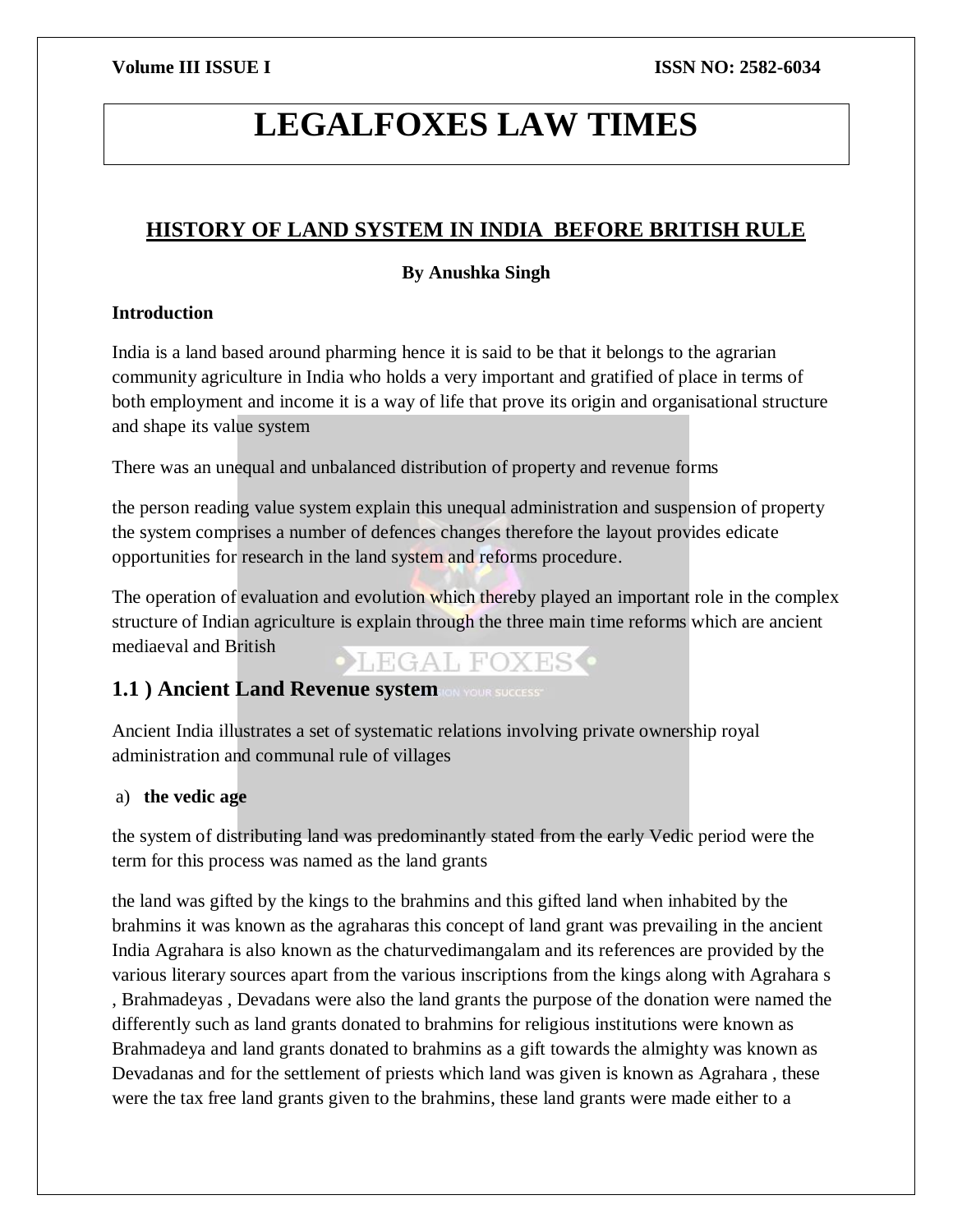# LEGALFOXES LAW TIMES

## HISTORY OF LAND SYSTEM IN INDIA BEFORE BRITISH RULE

**By Anushka Singh**

**Introduction**

India is a land based around pharming hence it is said to be that it belongs to the agrarian community agriculture in India who holds a very important and gratified of place in terms of both employment and income it is a way of life that prove its origin and organisational structure and shape its value system

There was an unequal and unbalanced distribution of property and revenue forms

the person reading value system explain this unequal administration and suspension of property the system comprises a number of defences changes therefore the layout provides edicate opportunities for research in the land system and reforms procedure.

The operation of evaluation and evolution which thereby played an important role in the complex structure of Indian agriculture is explain through the three main time reforms which are ancient mediaeval and British

### 1.1 ) Ancient Land Revenue system

Ancient India illustrates a set of systematic relations involving private ownership royal administration and communal rule of villages

a) **the vedic age**

the system of distributing land was predominantly stated from the early Vedic period were the term for this process was named as the land grants

the land was gifted by the kings to the brahmins and this gifted land when inhabited by the brahmins it was known as the agraharas this concept of land grant was prevailing in the ancient India Agrahara is also known as the chaturvedimangalam and its references are provided by the various literary sources apart from the various inscriptions from the kings along with Agrahara s , Brahmadeyas , Devadans were also the land grants the purpose of the donation were named the differently such as land grants donated to brahmins for religious institutions were known as Brahmadeya and land grants donated to brahmins as a gift towards the almighty was known as Devadanas and for the settlement of priests which land was given is known as Agrahara , these were the tax free land grants given to the brahmins, these land grants were made either to a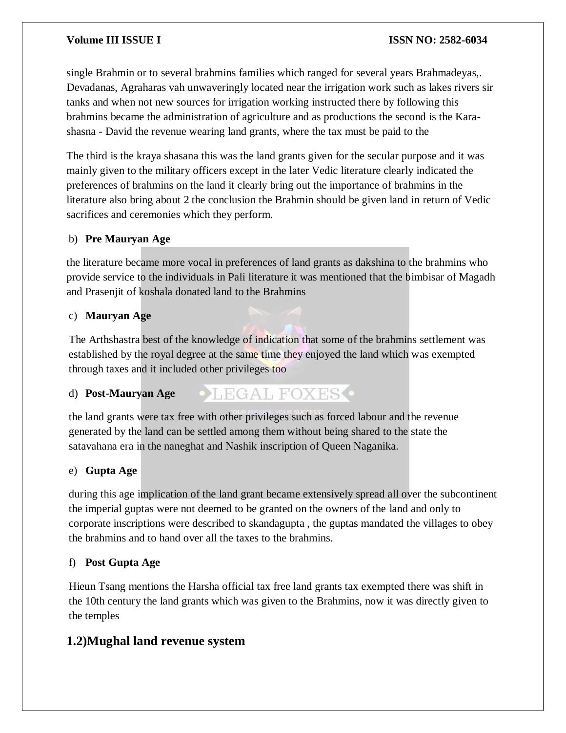single Brahmin or to several brahmins families which ranged for several years Brahmadeyas,. Devadanas, Agraharas vah unwaveringly located near the irrigation work such as lakes rivers sir tanks and when not new sources for irrigation working instructed there by following this brahmins became the administration of agriculture and as productions the second is the Kara-shasna - David the revenue wearing land grants, where the tax must be paid to the

The third is the kraya shasana this was the land grants given for the secular purpose and it was mainly given to the military officers except in the later Vedic literature clearly indicated the preferences of brahmins on the land it clearly bring out the importance of brahmins in the literature also bring about 2 the conclusion the Brahmin should be given land in return of Vedic sacrifices and ceremonies which they perform.

b) **Pre Mauryan Age**

the literature became more vocal in preferences of land grants as dakshina to the brahmins who provide service to the individuals in Pali literature it was mentioned that the bimbisar of Magadh and Prasenjit of koshala donated land to the Brahmins

c) **Mauryan Age**

The Arthshastra best of the knowledge of indication that some of the brahmins settlement was established by the royal degree at the same time they enjoyed the land which was exempted through taxes and it included other privileges too

d) **Post-Mauryan Age**

the land grants were tax free with other privileges such as forced labour and the revenue generated by the land can be settled among them without being shared to the state the satavahana era in the naneghat and Nashik inscription of Queen Naganika.

e) **Gupta Age**

during this age implication of the land grant became extensively spread all over the subcontinent the imperial guptas were not deemed to be granted on the owners of the land and only to corporate inscriptions were described to skandagupta , the guptas mandated the villages to obey the brahmins and to hand over all the taxes to the brahmins.

f) **Post Gupta Age**

Hieun Tsang mentions the Harsha official tax free land grants tax exempted there was shift in the 10th century the land grants which was given to the Brahmins, now it was directly given to the temples

## 1.2)Mughal land revenue system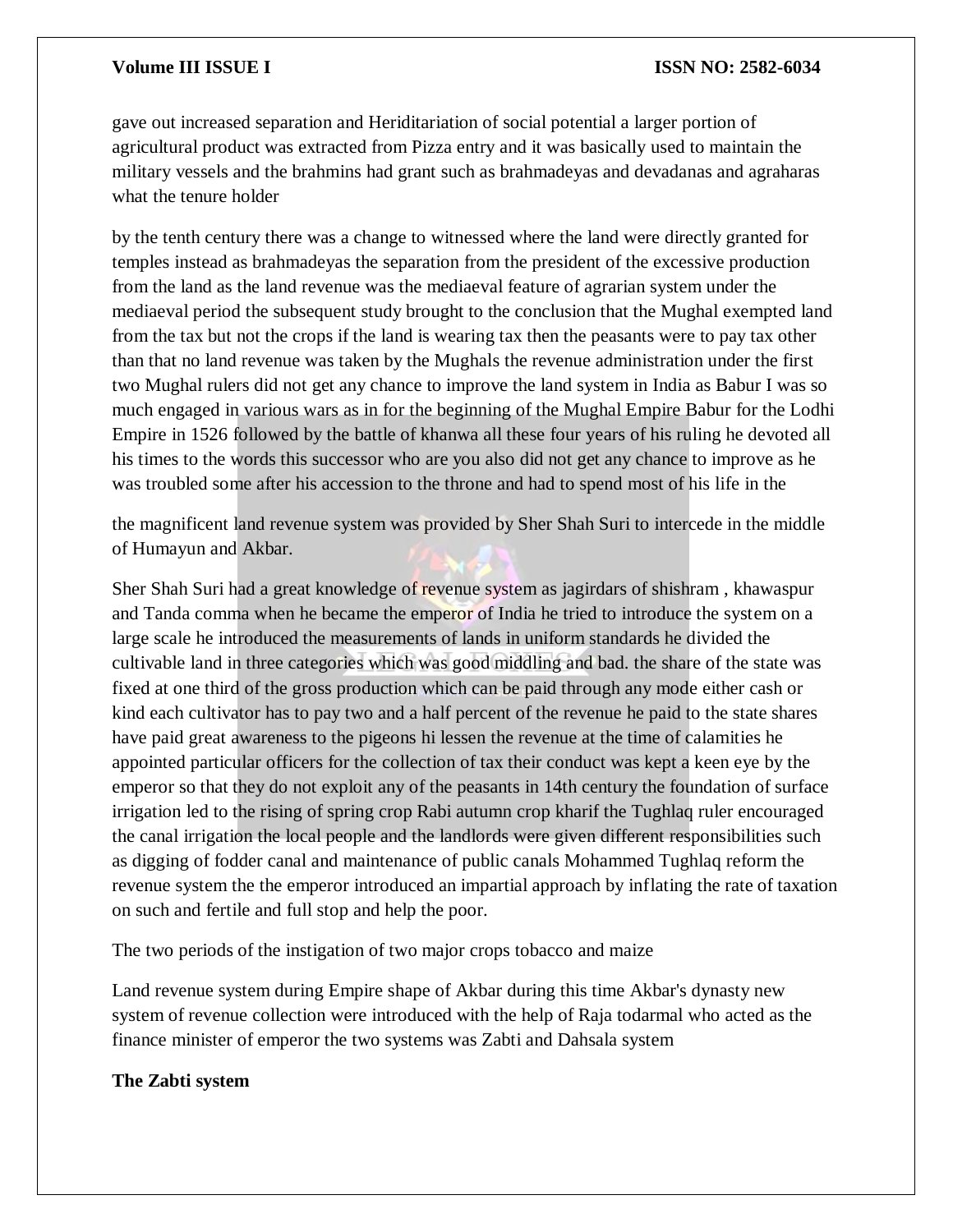gave out increased separation and Heriditariation of social potential a larger portion of agricultural product was extracted from Pizza entry and it was basically used to maintain the military vessels and the brahmins had grant such as brahmadeyas and devadanas and agraharas what the tenure holder

by the tenth century there was a change to witnessed where the land were directly granted for temples instead as brahmadeyas the separation from the president of the excessive production from the land as the land revenue was the mediaeval feature of agrarian system under the mediaeval period the subsequent study brought to the conclusion that the Mughal exempted land from the tax but not the crops if the land is wearing tax then the peasants were to pay tax other than that no land revenue was taken by the Mughals the revenue administration under the first two Mughal rulers did not get any chance to improve the land system in India as Babur I was so much engaged in various wars as in for the beginning of the Mughal Empire Babur for the Lodhi Empire in 1526 followed by the battle of khanwa all these four years of his ruling he devoted all his times to the words this successor who are you also did not get any chance to improve as he was troubled some after his accession to the throne and had to spend most of his life in the

the magnificent land revenue system was provided by Sher Shah Suri to intercede in the middle of Humayun and Akbar.

Sher Shah Suri had a great knowledge of revenue system as jagirdars of shishram , khawaspur and Tanda comma when he became the emperor of India he tried to introduce the system on a large scale he introduced the measurements of lands in uniform standards he divided the cultivable land in three categories which was good middling and bad. the share of the state was fixed at one third of the gross production which can be paid through any mode either cash or kind each cultivator has to pay two and a half percent of the revenue he paid to the state shares have paid great awareness to the pigeons hi lessen the revenue at the time of calamities he appointed particular officers for the collection of tax their conduct was kept a keen eye by the emperor so that they do not exploit any of the peasants in 14th century the foundation of surface irrigation led to the rising of spring crop Rabi autumn crop kharif the Tughlaq ruler encouraged the canal irrigation the local people and the landlords were given different responsibilities such as digging of fodder canal and maintenance of public canals Mohammed Tughlaq reform the revenue system the the emperor introduced an impartial approach by inflating the rate of taxation on such and fertile and full stop and help the poor.

The two periods of the instigation of two major crops tobacco and maize

Land revenue system during Empire shape of Akbar during this time Akbar's dynasty new system of revenue collection were introduced with the help of Raja todarmal who acted as the finance minister of emperor the two systems was Zabti and Dahsala system

**The Zabti system**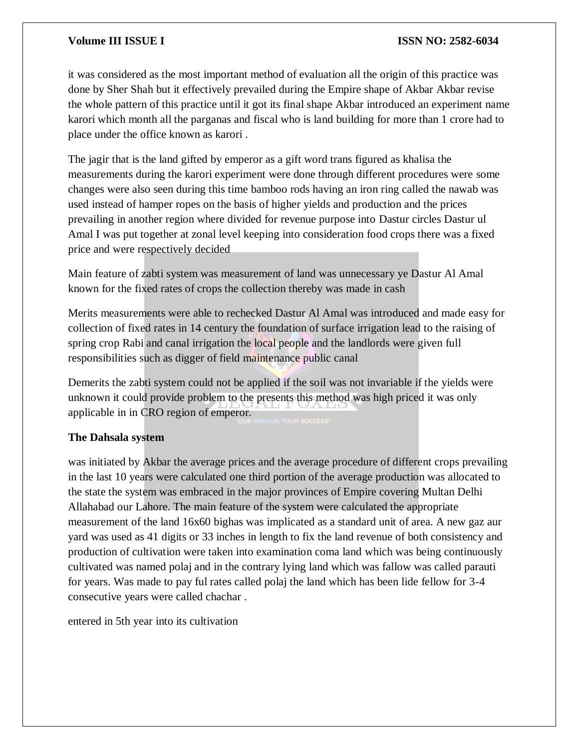it was considered as the most important method of evaluation all the origin of this practice was done by Sher Shah but it effectively prevailed during the Empire shape of Akbar Akbar revise the whole pattern of this practice until it got its final shape Akbar introduced an experiment name karori which month all the parganas and fiscal who is land building for more than 1 crore had to place under the office known as karori .

The jagir that is the land gifted by emperor as a gift word trans figured as khalisa the measurements during the karori experiment were done through different procedures were some changes were also seen during this time bamboo rods having an iron ring called the nawab was used instead of hamper ropes on the basis of higher yields and production and the prices prevailing in another region where divided for revenue purpose into Dastur circles Dastur ul Amal I was put together at zonal level keeping into consideration food crops there was a fixed price and were respectively decided

Main feature of zabti system was measurement of land was unnecessary ye Dastur Al Amal known for the fixed rates of crops the collection thereby was made in cash

Merits measurements were able to rechecked Dastur Al Amal was introduced and made easy for collection of fixed rates in 14 century the foundation of surface irrigation lead to the raising of spring crop Rabi and canal irrigation the local people and the landlords were given full responsibilities such as digger of field maintenance public canal

Demerits the zabti system could not be applied if the soil was not invariable if the yields were unknown it could provide problem to the presents this method was high priced it was only applicable in in CRO region of emperor.

**The Dahsala system**

was initiated by Akbar the average prices and the average procedure of different crops prevailing in the last 10 years were calculated one third portion of the average production was allocated to the state the system was embraced in the major provinces of Empire covering Multan Delhi Allahabad our Lahore. The main feature of the system were calculated the appropriate measurement of the land 16x60 bighas was implicated as a standard unit of area. A new gaz aur yard was used as 41 digits or 33 inches in length to fix the land revenue of both consistency and production of cultivation were taken into examination coma land which was being continuously cultivated was named polaj and in the contrary lying land which was fallow was called parauti for years. Was made to pay ful rates called polaj the land which has been lide fellow for 3-4 consecutive years were called chachar .

entered in 5th year into its cultivation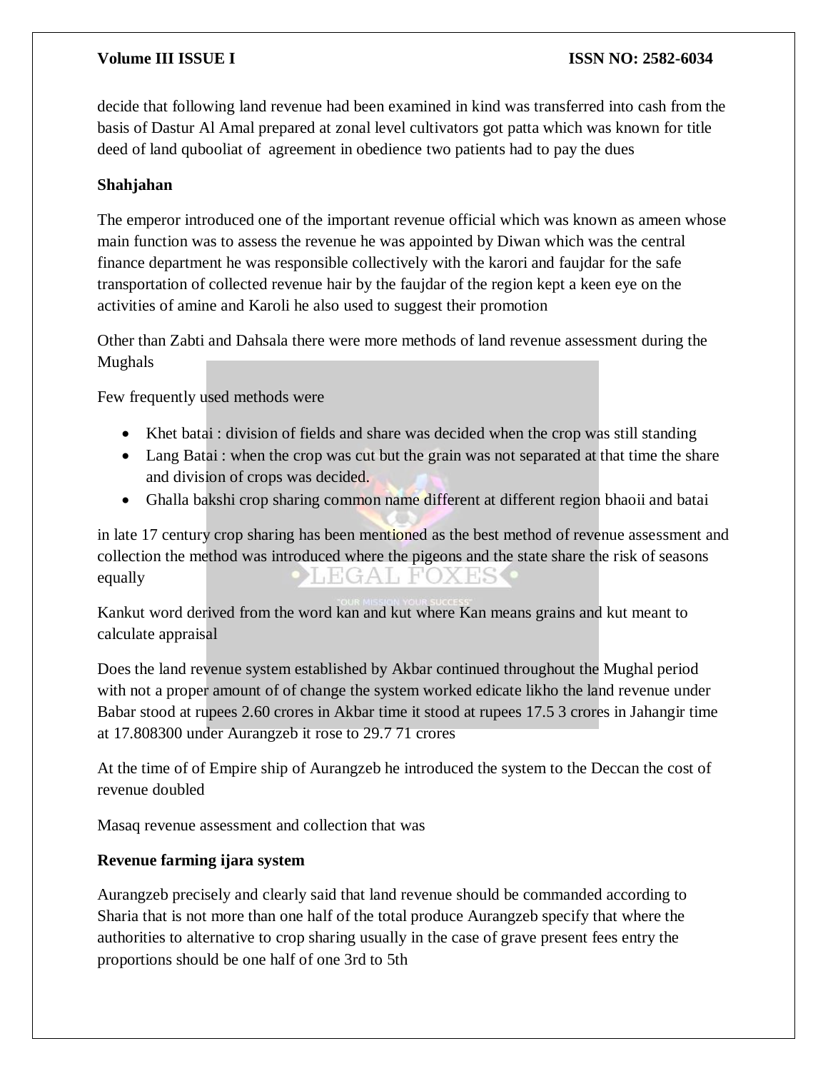decide that following land revenue had been examined in kind was transferred into cash from the basis of Dastur Al Amal prepared at zonal level cultivators got patta which was known for title deed of land qubooliat of agreement in obedience two patients had to pay the dues

**Shahjahan**

The emperor introduced one of the important revenue official which was known as ameen whose main function was to assess the revenue he was appointed by Diwan which was the central finance department he was responsible collectively with the karori and faujdar for the safe transportation of collected revenue hair by the faujdar of the region kept a keen eye on the activities of amine and Karoli he also used to suggest their promotion

Other than Zabti and Dahsala there were more methods of land revenue assessment during the Mughals

Few frequently used methods were

- Khet batai : division of fields and share was decided when the crop was still standing
- Lang Batai : when the crop was cut but the grain was not separated at that time the share and division of crops was decided.
- Ghalla bakshi crop sharing common name different at different region bhaoii and batai

in late 17 century crop sharing has been mentioned as the best method of revenue assessment and collection the method was introduced where the pigeons and the state share the risk of seasons equally

Kankut word derived from the word kan and kut where Kan means grains and kut meant to calculate appraisal

Does the land revenue system established by Akbar continued throughout the Mughal period with not a proper amount of of change the system worked edicate likho the land revenue under Babar stood at rupees 2.60 crores in Akbar time it stood at rupees 17.5 3 crores in Jahangir time at 17.808300 under Aurangzeb it rose to 29.7 71 crores

At the time of of Empire ship of Aurangzeb he introduced the system to the Deccan the cost of revenue doubled

Masaq revenue assessment and collection that was

**Revenue farming ijara system**

Aurangzeb precisely and clearly said that land revenue should be commanded according to Sharia that is not more than one half of the total produce Aurangzeb specify that where the authorities to alternative to crop sharing usually in the case of grave present fees entry the proportions should be one half of one 3rd to 5th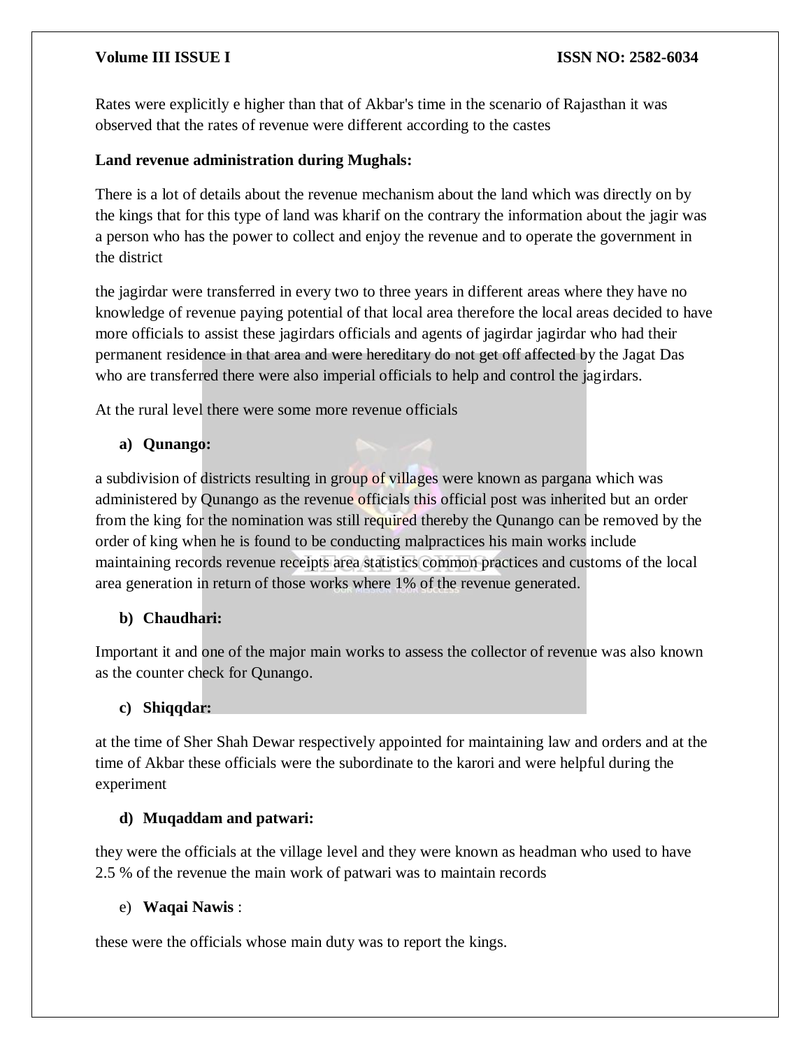Rates were explicitly e higher than that of Akbar's time in the scenario of Rajasthan it was observed that the rates of revenue were different according to the castes

**Land revenue administration during Mughals:**

There is a lot of details about the revenue mechanism about the land which was directly on by the kings that for this type of land was kharif on the contrary the information about the jagir was a person who has the power to collect and enjoy the revenue and to operate the government in the district

the jagirdar were transferred in every two to three years in different areas where they have no knowledge of revenue paying potential of that local area therefore the local areas decided to have more officials to assist these jagirdars officials and agents of jagirdar jagirdar who had their permanent residence in that area and were hereditary do not get off affected by the Jagat Das who are transferred there were also imperial officials to help and control the jagirdars.

At the rural level there were some more revenue officials

a) **Qunango:**

a subdivision of districts resulting in group of villages were known as pargana which was administered by Qunango as the revenue officials this official post was inherited but an order from the king for the nomination was still required thereby the Qunango can be removed by the order of king when he is found to be conducting malpractices his main works include maintaining records revenue receipts area statistics common practices and customs of the local area generation in return of those works where 1% of the revenue generated.

b) **Chaudhari:**

Important it and one of the major main works to assess the collector of revenue was also known as the counter check for Qunango.

c) **Shiqqdar:**

at the time of Sher Shah Dewar respectively appointed for maintaining law and orders and at the time of Akbar these officials were the subordinate to the karori and were helpful during the experiment

d) **Muqaddam and patwari:**

they were the officials at the village level and they were known as headman who used to have 2.5 % of the revenue the main work of patwari was to maintain records

e) **Waqai Nawis** :

these were the officials whose main duty was to report the kings.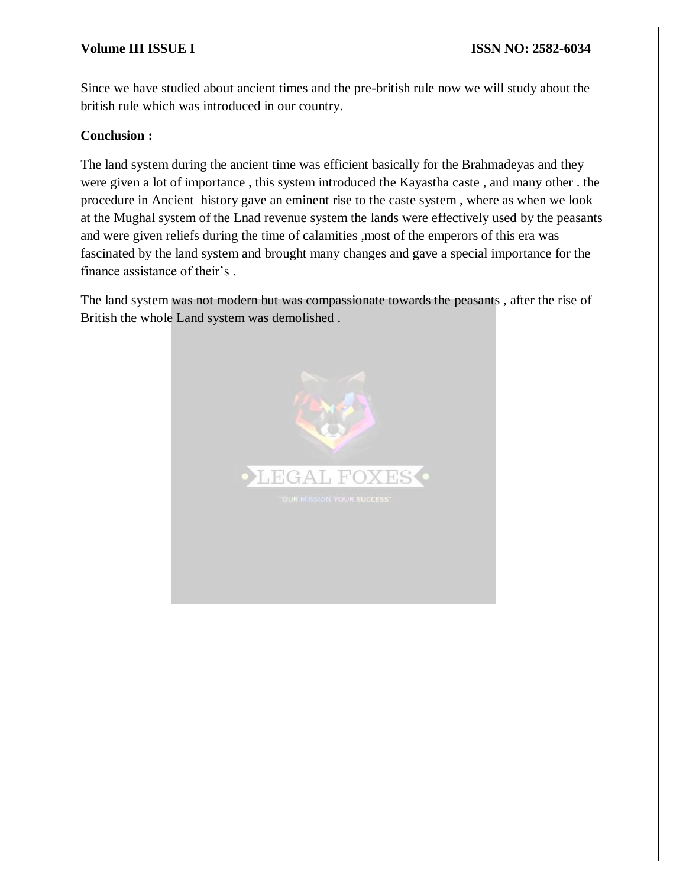Since we have studied about ancient times and the pre-british rule now we will study about the british rule which was introduced in our country.

**Conclusion :**

The land system during the ancient time was efficient basically for the Brahmadeyas and they were given a lot of importance , this system introduced the Kayastha caste , and many other . the procedure in Ancient history gave an eminent rise to the caste system , where as when we look at the Mughal system of the Lnad revenue system the lands were effectively used by the peasants and were given reliefs during the time of calamities ,most of the emperors of this era was fascinated by the land system and brought many changes and gave a special importance for the finance assistance of their's .

The land system was not modern but was compassionate towards the peasants , after the rise of British the whole Land system was demolished .